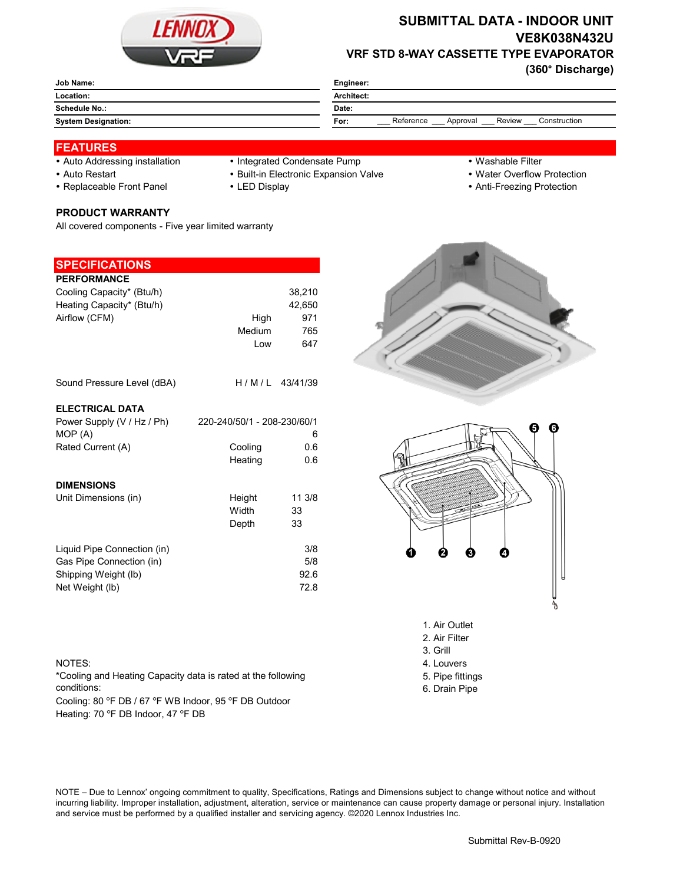# SUBMITTAL DATA - INDOOR UNIT
## VE8K038N432U
### VRF STD 8-WAY CASSETTE TYPE EVAPORATOR (360° Discharge)

| | |
|---|---|
| **Job Name:** | **Engineer:** |
| **Location:** | **Architect:** |
| **Schedule No.:** | **Date:** |
| **System Designation:** | **For:** ___ Reference ___ Approval ___ Review ___ Construction |

## FEATURES

- Auto Addressing installation
- Auto Restart
- Replaceable Front Panel
- Integrated Condensate Pump
- Built-in Electronic Expansion Valve
- LED Display
- Washable Filter
- Water Overflow Protection
- Anti-Freezing Protection

### PRODUCT WARRANTY

All covered components - Five year limited warranty

## SPECIFICATIONS

### PERFORMANCE

| | | |
|---|---|---|
| Cooling Capacity* (Btu/h) | | 38,210 |
| Heating Capacity* (Btu/h) | | 42,650 |
| Airflow (CFM) | High | 971 |
| | Medium | 765 |
| | Low | 647 |
| Sound Pressure Level (dBA) | H / M / L | 43/41/39 |

### ELECTRICAL DATA

| | | |
|---|---|---|
| Power Supply (V / Hz / Ph) | | 220-240/50/1 - 208-230/60/1 |
| MOP (A) | | 6 |
| Rated Current (A) | Cooling | 0.6 |
| | Heating | 0.6 |

### DIMENSIONS

| | | |
|---|---|---|
| Unit Dimensions (in) | Height | 11 3/8 |
| | Width | 33 |
| | Depth | 33 |
| Liquid Pipe Connection (in) | | 3/8 |
| Gas Pipe Connection (in) | | 5/8 |
| Shipping Weight (lb) | | 92.6 |
| Net Weight (lb) | | 72.8 |

1. Air Outlet
2. Air Filter
3. Grill
4. Louvers
5. Pipe fittings
6. Drain Pipe

NOTES:
*Cooling and Heating Capacity data is rated at the following conditions:
Cooling: 80 °F DB / 67 °F WB Indoor, 95 °F DB Outdoor
Heating: 70 °F DB Indoor, 47 °F DB

NOTE – Due to Lennox' ongoing commitment to quality, Specifications, Ratings and Dimensions subject to change without notice and without incurring liability. Improper installation, adjustment, alteration, service or maintenance can cause property damage or personal injury. Installation and service must be performed by a qualified installer and servicing agency. ©2020 Lennox Industries Inc.

Submittal Rev-B-0920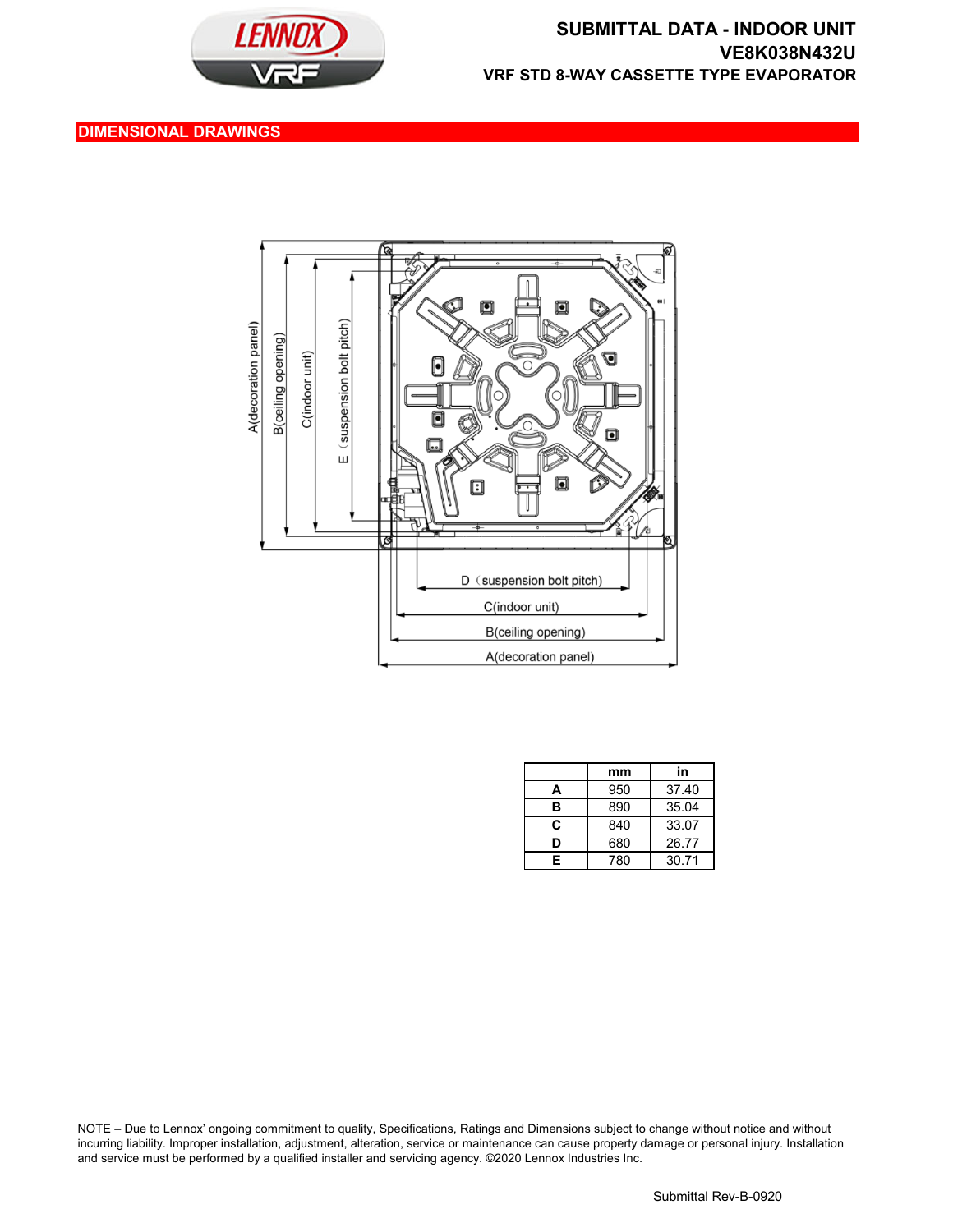# SUBMITTAL DATA - INDOOR UNIT

## VE8K038N432U

### VRF STD 8-WAY CASSETTE TYPE EVAPORATOR

## DIMENSIONAL DRAWINGS

A(decoration panel)
B(ceiling opening)
C(indoor unit)
E（suspension bolt pitch)

D（suspension bolt pitch)
C(indoor unit)
B(ceiling opening)
A(decoration panel)

| | mm | in |
|---|---|---|
| **A** | 950 | 37.40 |
| **B** | 890 | 35.04 |
| **C** | 840 | 33.07 |
| **D** | 680 | 26.77 |
| **E** | 780 | 30.71 |

NOTE – Due to Lennox' ongoing commitment to quality, Specifications, Ratings and Dimensions subject to change without notice and without incurring liability. Improper installation, adjustment, alteration, service or maintenance can cause property damage or personal injury. Installation and service must be performed by a qualified installer and servicing agency. ©2020 Lennox Industries Inc.

Submittal Rev-B-0920